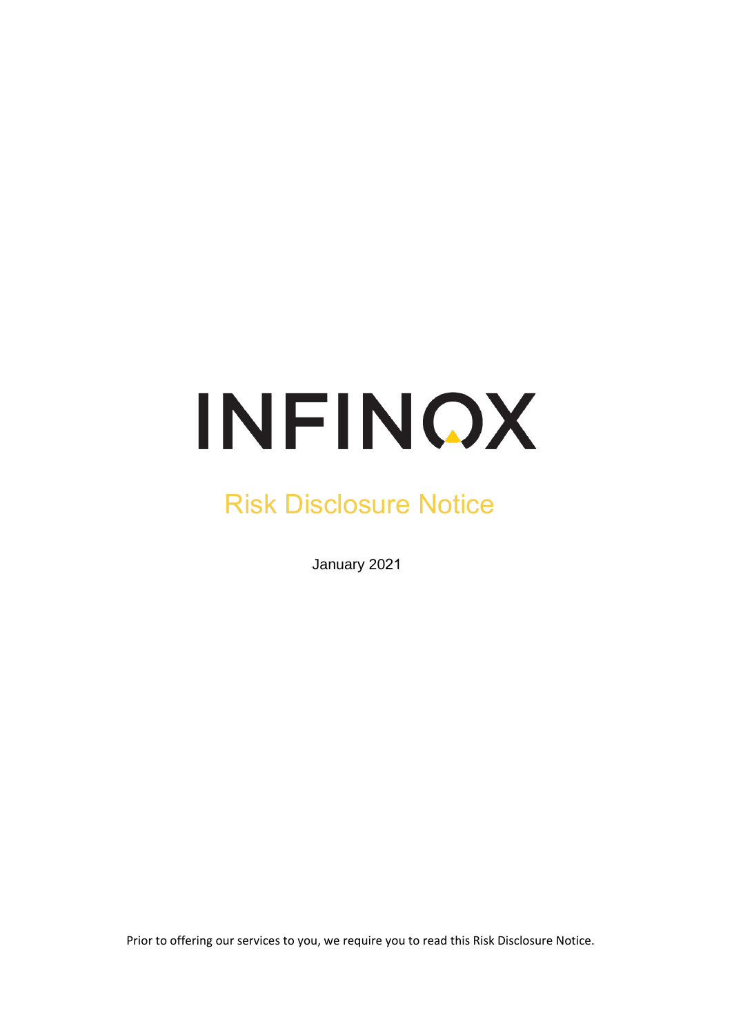# INFINOX

## Risk Disclosure Notice

January 2021

Prior to offering our services to you, we require you to read this Risk Disclosure Notice.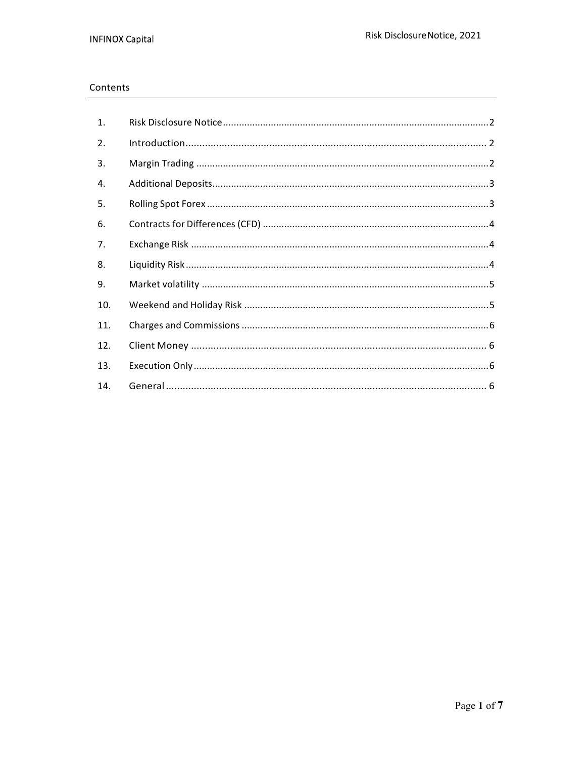## Contents

| | | |
|---|---|---|
| 1. | Risk Disclosure Notice | 2 |
| 2. | Introduction | 2 |
| 3. | Margin Trading | 2 |
| 4. | Additional Deposits | 3 |
| 5. | Rolling Spot Forex | 3 |
| 6. | Contracts for Differences (CFD) | 4 |
| 7. | Exchange Risk | 4 |
| 8. | Liquidity Risk | 4 |
| 9. | Market volatility | 5 |
| 10. | Weekend and Holiday Risk | 5 |
| 11. | Charges and Commissions | 6 |
| 12. | Client Money | 6 |
| 13. | Execution Only | 6 |
| 14. | General | 6 |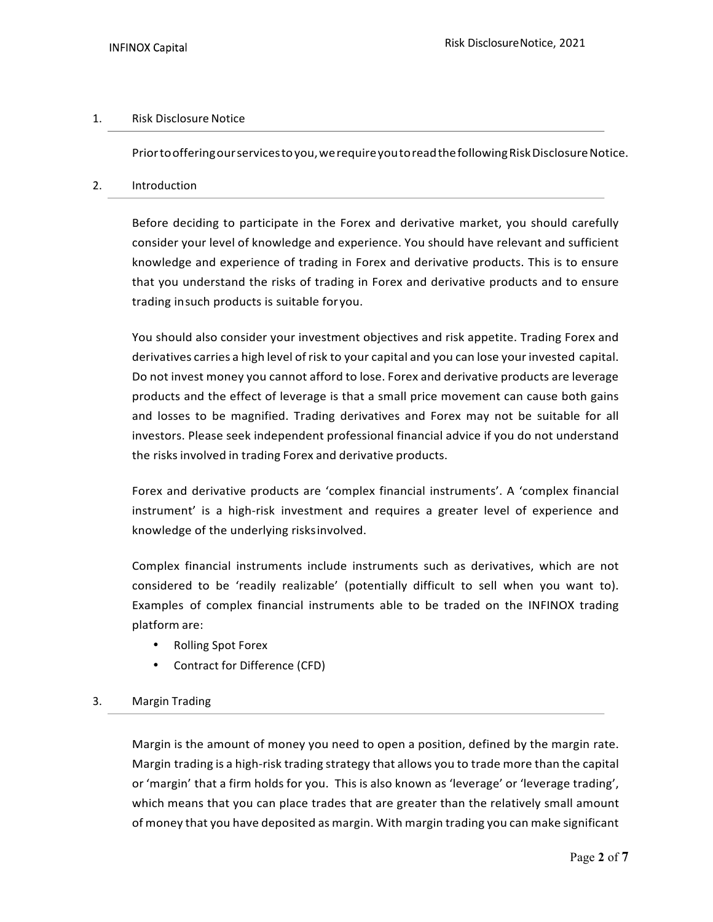## 1. Risk Disclosure Notice

Prior to offering our services to you, we require you to read the following Risk Disclosure Notice.

## 2. Introduction

Before deciding to participate in the Forex and derivative market, you should carefully consider your level of knowledge and experience. You should have relevant and sufficient knowledge and experience of trading in Forex and derivative products. This is to ensure that you understand the risks of trading in Forex and derivative products and to ensure trading in such products is suitable for you.

You should also consider your investment objectives and risk appetite. Trading Forex and derivatives carries a high level of risk to your capital and you can lose your invested capital. Do not invest money you cannot afford to lose. Forex and derivative products are leverage products and the effect of leverage is that a small price movement can cause both gains and losses to be magnified. Trading derivatives and Forex may not be suitable for all investors. Please seek independent professional financial advice if you do not understand the risks involved in trading Forex and derivative products.

Forex and derivative products are 'complex financial instruments'. A 'complex financial instrument' is a high-risk investment and requires a greater level of experience and knowledge of the underlying risks involved.

Complex financial instruments include instruments such as derivatives, which are not considered to be 'readily realizable' (potentially difficult to sell when you want to). Examples of complex financial instruments able to be traded on the INFINOX trading platform are:

- Rolling Spot Forex
- Contract for Difference (CFD)

## 3. Margin Trading

Margin is the amount of money you need to open a position, defined by the margin rate. Margin trading is a high-risk trading strategy that allows you to trade more than the capital or 'margin' that a firm holds for you. This is also known as 'leverage' or 'leverage trading', which means that you can place trades that are greater than the relatively small amount of money that you have deposited as margin. With margin trading you can make significant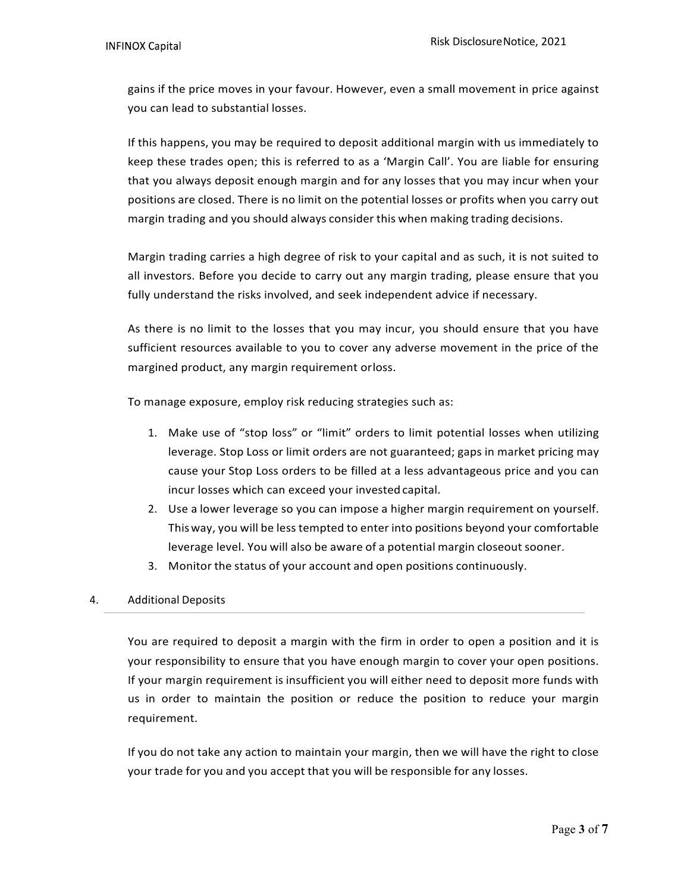gains if the price moves in your favour. However, even a small movement in price against you can lead to substantial losses.

If this happens, you may be required to deposit additional margin with us immediately to keep these trades open; this is referred to as a 'Margin Call'. You are liable for ensuring that you always deposit enough margin and for any losses that you may incur when your positions are closed. There is no limit on the potential losses or profits when you carry out margin trading and you should always consider this when making trading decisions.

Margin trading carries a high degree of risk to your capital and as such, it is not suited to all investors. Before you decide to carry out any margin trading, please ensure that you fully understand the risks involved, and seek independent advice if necessary.

As there is no limit to the losses that you may incur, you should ensure that you have sufficient resources available to you to cover any adverse movement in the price of the margined product, any margin requirement orloss.

To manage exposure, employ risk reducing strategies such as:

1. Make use of "stop loss" or "limit" orders to limit potential losses when utilizing leverage. Stop Loss or limit orders are not guaranteed; gaps in market pricing may cause your Stop Loss orders to be filled at a less advantageous price and you can incur losses which can exceed your invested capital.
2. Use a lower leverage so you can impose a higher margin requirement on yourself. This way, you will be less tempted to enter into positions beyond your comfortable leverage level. You will also be aware of a potential margin closeout sooner.
3. Monitor the status of your account and open positions continuously.

## 4. Additional Deposits

You are required to deposit a margin with the firm in order to open a position and it is your responsibility to ensure that you have enough margin to cover your open positions. If your margin requirement is insufficient you will either need to deposit more funds with us in order to maintain the position or reduce the position to reduce your margin requirement.

If you do not take any action to maintain your margin, then we will have the right to close your trade for you and you accept that you will be responsible for any losses.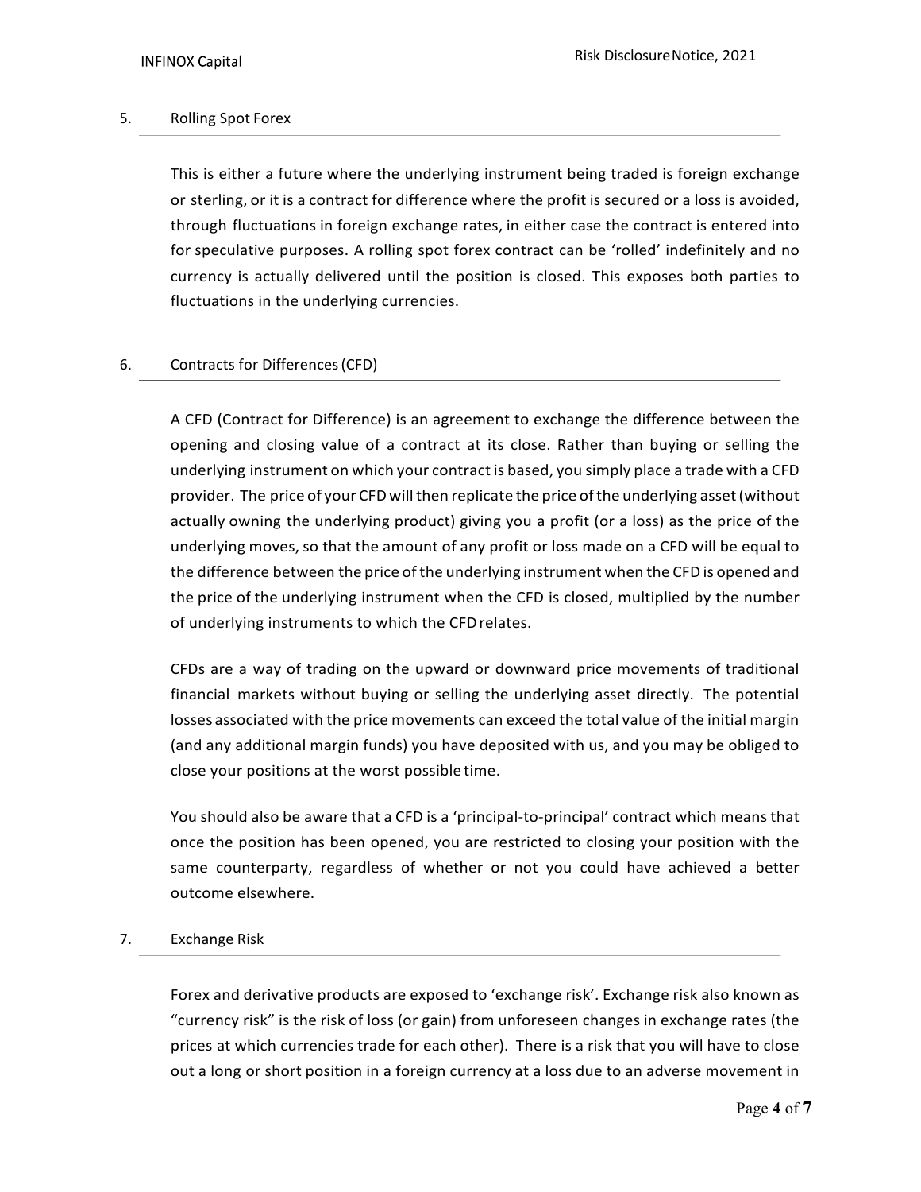## 5. Rolling Spot Forex

This is either a future where the underlying instrument being traded is foreign exchange or sterling, or it is a contract for difference where the profit is secured or a loss is avoided, through fluctuations in foreign exchange rates, in either case the contract is entered into for speculative purposes. A rolling spot forex contract can be 'rolled' indefinitely and no currency is actually delivered until the position is closed. This exposes both parties to fluctuations in the underlying currencies.

## 6. Contracts for Differences (CFD)

A CFD (Contract for Difference) is an agreement to exchange the difference between the opening and closing value of a contract at its close. Rather than buying or selling the underlying instrument on which your contract is based, you simply place a trade with a CFD provider. The price of your CFD will then replicate the price of the underlying asset (without actually owning the underlying product) giving you a profit (or a loss) as the price of the underlying moves, so that the amount of any profit or loss made on a CFD will be equal to the difference between the price of the underlying instrument when the CFD is opened and the price of the underlying instrument when the CFD is closed, multiplied by the number of underlying instruments to which the CFD relates.

CFDs are a way of trading on the upward or downward price movements of traditional financial markets without buying or selling the underlying asset directly. The potential losses associated with the price movements can exceed the total value of the initial margin (and any additional margin funds) you have deposited with us, and you may be obliged to close your positions at the worst possible time.

You should also be aware that a CFD is a 'principal-to-principal' contract which means that once the position has been opened, you are restricted to closing your position with the same counterparty, regardless of whether or not you could have achieved a better outcome elsewhere.

## 7. Exchange Risk

Forex and derivative products are exposed to 'exchange risk'. Exchange risk also known as "currency risk" is the risk of loss (or gain) from unforeseen changes in exchange rates (the prices at which currencies trade for each other). There is a risk that you will have to close out a long or short position in a foreign currency at a loss due to an adverse movement in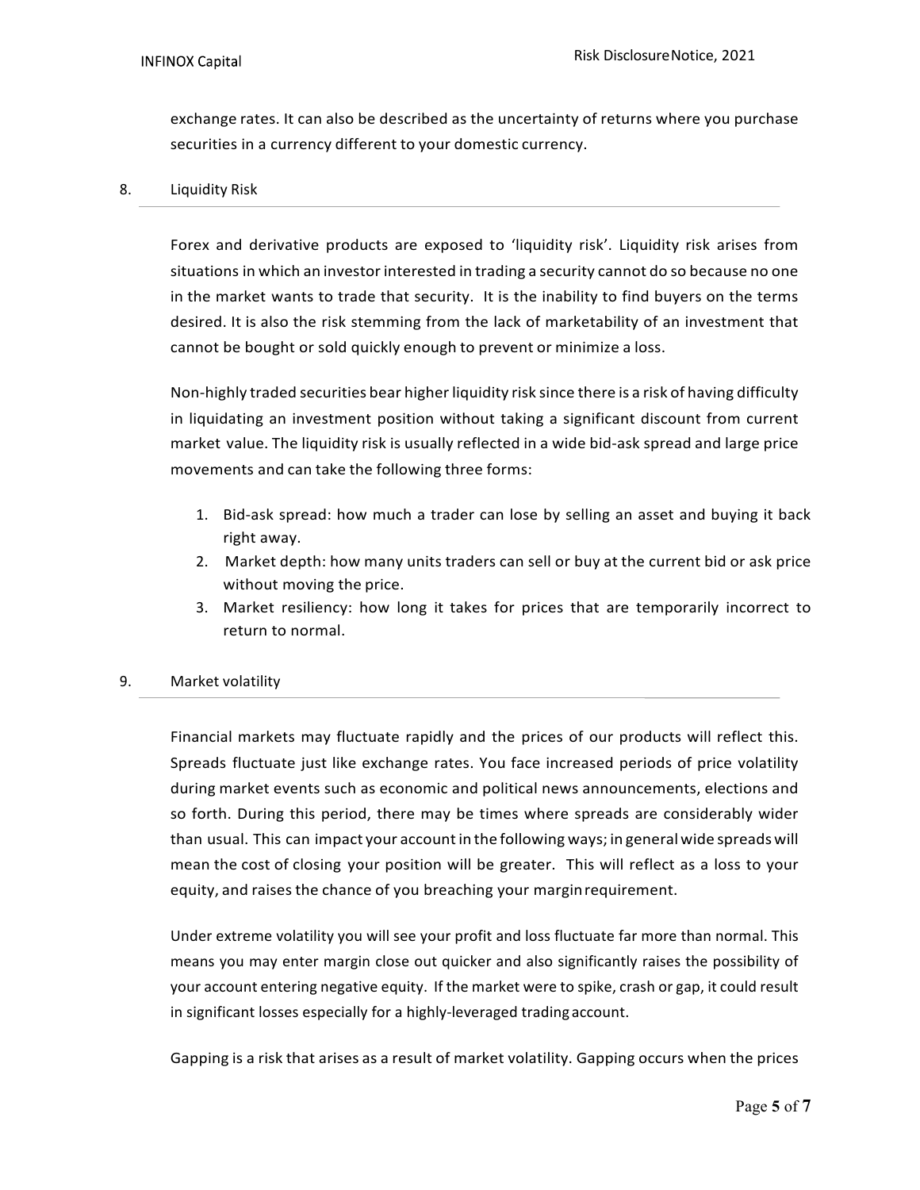exchange rates. It can also be described as the uncertainty of returns where you purchase securities in a currency different to your domestic currency.

## 8. Liquidity Risk

Forex and derivative products are exposed to 'liquidity risk'. Liquidity risk arises from situations in which an investor interested in trading a security cannot do so because no one in the market wants to trade that security. It is the inability to find buyers on the terms desired. It is also the risk stemming from the lack of marketability of an investment that cannot be bought or sold quickly enough to prevent or minimize a loss.

Non-highly traded securities bear higher liquidity risk since there is a risk of having difficulty in liquidating an investment position without taking a significant discount from current market value. The liquidity risk is usually reflected in a wide bid-ask spread and large price movements and can take the following three forms:

1. Bid-ask spread: how much a trader can lose by selling an asset and buying it back right away.
2. Market depth: how many units traders can sell or buy at the current bid or ask price without moving the price.
3. Market resiliency: how long it takes for prices that are temporarily incorrect to return to normal.

## 9. Market volatility

Financial markets may fluctuate rapidly and the prices of our products will reflect this. Spreads fluctuate just like exchange rates. You face increased periods of price volatility during market events such as economic and political news announcements, elections and so forth. During this period, there may be times where spreads are considerably wider than usual. This can impact your account in the following ways; in general wide spreads will mean the cost of closing your position will be greater. This will reflect as a loss to your equity, and raises the chance of you breaching your margin requirement.

Under extreme volatility you will see your profit and loss fluctuate far more than normal. This means you may enter margin close out quicker and also significantly raises the possibility of your account entering negative equity. If the market were to spike, crash or gap, it could result in significant losses especially for a highly-leveraged trading account.

Gapping is a risk that arises as a result of market volatility. Gapping occurs when the prices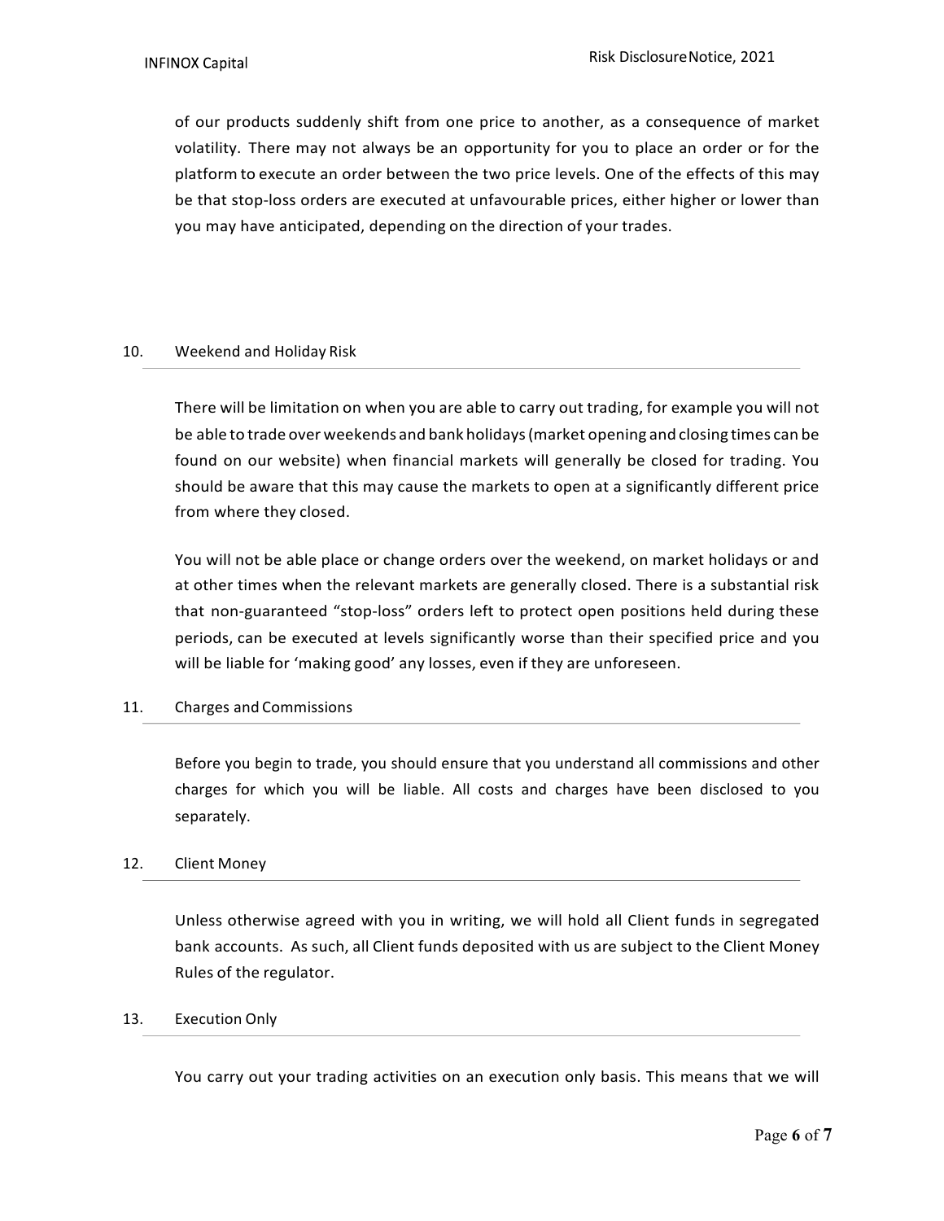of our products suddenly shift from one price to another, as a consequence of market volatility. There may not always be an opportunity for you to place an order or for the platform to execute an order between the two price levels. One of the effects of this may be that stop-loss orders are executed at unfavourable prices, either higher or lower than you may have anticipated, depending on the direction of your trades.

## 10. Weekend and Holiday Risk

There will be limitation on when you are able to carry out trading, for example you will not be able to trade over weekends and bank holidays (market opening and closing times can be found on our website) when financial markets will generally be closed for trading. You should be aware that this may cause the markets to open at a significantly different price from where they closed.

You will not be able place or change orders over the weekend, on market holidays or and at other times when the relevant markets are generally closed. There is a substantial risk that non-guaranteed "stop-loss" orders left to protect open positions held during these periods, can be executed at levels significantly worse than their specified price and you will be liable for 'making good' any losses, even if they are unforeseen.

## 11. Charges and Commissions

Before you begin to trade, you should ensure that you understand all commissions and other charges for which you will be liable. All costs and charges have been disclosed to you separately.

## 12. Client Money

Unless otherwise agreed with you in writing, we will hold all Client funds in segregated bank accounts. As such, all Client funds deposited with us are subject to the Client Money Rules of the regulator.

## 13. Execution Only

You carry out your trading activities on an execution only basis. This means that we will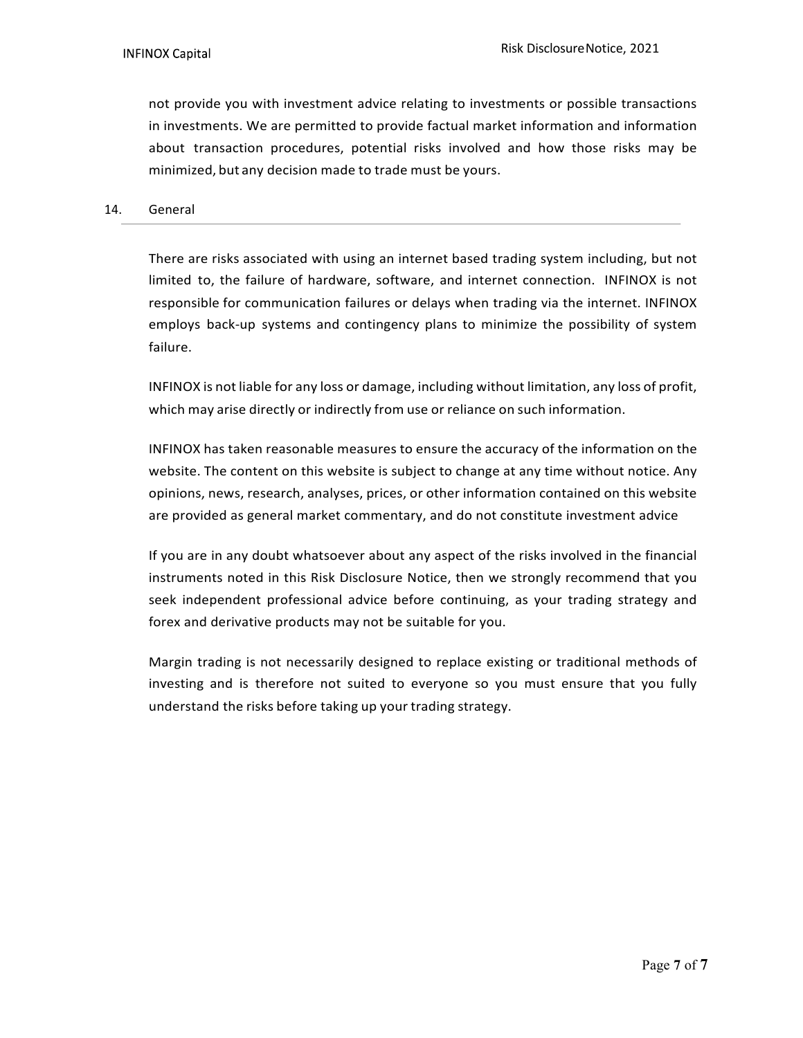not provide you with investment advice relating to investments or possible transactions in investments. We are permitted to provide factual market information and information about transaction procedures, potential risks involved and how those risks may be minimized, but any decision made to trade must be yours.

## 14. General

There are risks associated with using an internet based trading system including, but not limited to, the failure of hardware, software, and internet connection. INFINOX is not responsible for communication failures or delays when trading via the internet. INFINOX employs back-up systems and contingency plans to minimize the possibility of system failure.

INFINOX is not liable for any loss or damage, including without limitation, any loss of profit, which may arise directly or indirectly from use or reliance on such information.

INFINOX has taken reasonable measures to ensure the accuracy of the information on the website. The content on this website is subject to change at any time without notice. Any opinions, news, research, analyses, prices, or other information contained on this website are provided as general market commentary, and do not constitute investment advice

If you are in any doubt whatsoever about any aspect of the risks involved in the financial instruments noted in this Risk Disclosure Notice, then we strongly recommend that you seek independent professional advice before continuing, as your trading strategy and forex and derivative products may not be suitable for you.

Margin trading is not necessarily designed to replace existing or traditional methods of investing and is therefore not suited to everyone so you must ensure that you fully understand the risks before taking up your trading strategy.